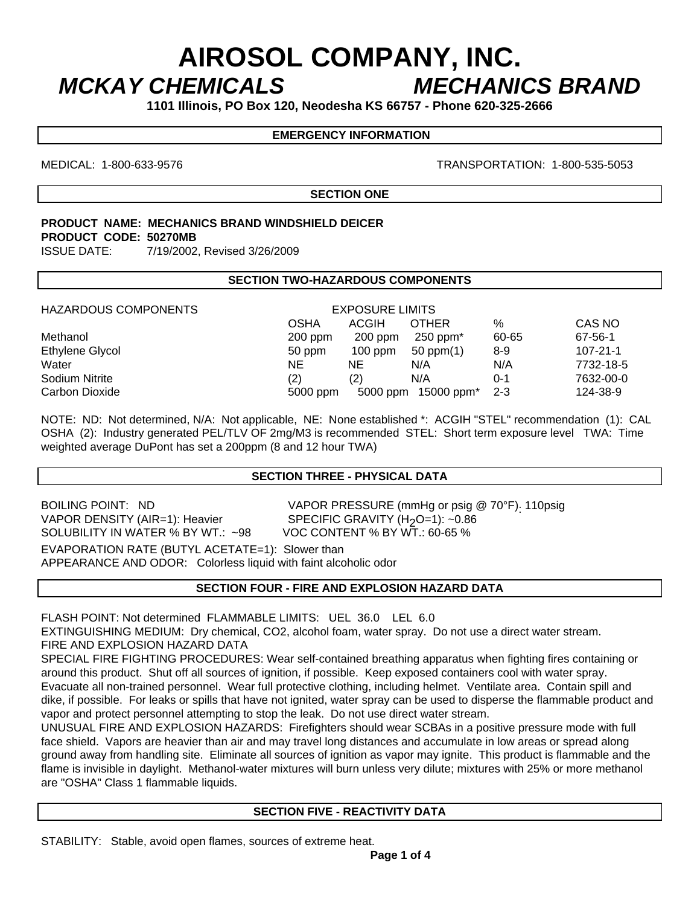# AIROSOL COMPANY, INC.

## *MCKAY CHEMICALS* *MECHANICS BRAND*

**1101 Illinois, PO Box 120, Neodesha KS 66757 - Phone 620-325-2666**

### EMERGENCY INFORMATION

MEDICAL: 1-800-633-9576 TRANSPORTATION: 1-800-535-5053

### SECTION ONE

**PRODUCT NAME: MECHANICS BRAND WINDSHIELD DEICER**
**PRODUCT CODE: 50270MB**
ISSUE DATE: 7/19/2002, Revised 3/26/2009

### SECTION TWO-HAZARDOUS COMPONENTS

| HAZARDOUS COMPONENTS | EXPOSURE LIMITS | | | | |
|---|---|---|---|---|---|
| | OSHA | ACGIH | OTHER | % | CAS NO |
| Methanol | 200 ppm | 200 ppm | 250 ppm* | 60-65 | 67-56-1 |
| Ethylene Glycol | 50 ppm | 100 ppm | 50 ppm(1) | 8-9 | 107-21-1 |
| Water | NE | NE | N/A | N/A | 7732-18-5 |
| Sodium Nitrite | (2) | (2) | N/A | 0-1 | 7632-00-0 |
| Carbon Dioxide | 5000 ppm | 5000 ppm | 15000 ppm* | 2-3 | 124-38-9 |

NOTE: ND: Not determined, N/A: Not applicable, NE: None established *: ACGIH "STEL" recommendation (1): CAL OSHA (2): Industry generated PEL/TLV OF 2mg/M3 is recommended STEL: Short term exposure level TWA: Time weighted average DuPont has set a 200ppm (8 and 12 hour TWA)

### SECTION THREE - PHYSICAL DATA

BOILING POINT: ND
VAPOR PRESSURE (mmHg or psig @ 70°F): 110psig
VAPOR DENSITY (AIR=1): Heavier
SPECIFIC GRAVITY ($H_2O$=1): ~0.86
SOLUBILITY IN WATER % BY WT.: ~98
VOC CONTENT % BY WT.: 60-65 %
EVAPORATION RATE (BUTYL ACETATE=1): Slower than
APPEARANCE AND ODOR: Colorless liquid with faint alcoholic odor

### SECTION FOUR - FIRE AND EXPLOSION HAZARD DATA

FLASH POINT: Not determined FLAMMABLE LIMITS: UEL 36.0 LEL 6.0
EXTINGUISHING MEDIUM: Dry chemical, CO2, alcohol foam, water spray. Do not use a direct water stream.
FIRE AND EXPLOSION HAZARD DATA
SPECIAL FIRE FIGHTING PROCEDURES: Wear self-contained breathing apparatus when fighting fires containing or around this product. Shut off all sources of ignition, if possible. Keep exposed containers cool with water spray. Evacuate all non-trained personnel. Wear full protective clothing, including helmet. Ventilate area. Contain spill and dike, if possible. For leaks or spills that have not ignited, water spray can be used to disperse the flammable product and vapor and protect personnel attempting to stop the leak. Do not use direct water stream.
UNUSUAL FIRE AND EXPLOSION HAZARDS: Firefighters should wear SCBAs in a positive pressure mode with full face shield. Vapors are heavier than air and may travel long distances and accumulate in low areas or spread along ground away from handling site. Eliminate all sources of ignition as vapor may ignite. This product is flammable and the flame is invisible in daylight. Methanol-water mixtures will burn unless very dilute; mixtures with 25% or more methanol are "OSHA" Class 1 flammable liquids.

### SECTION FIVE - REACTIVITY DATA

STABILITY: Stable, avoid open flames, sources of extreme heat.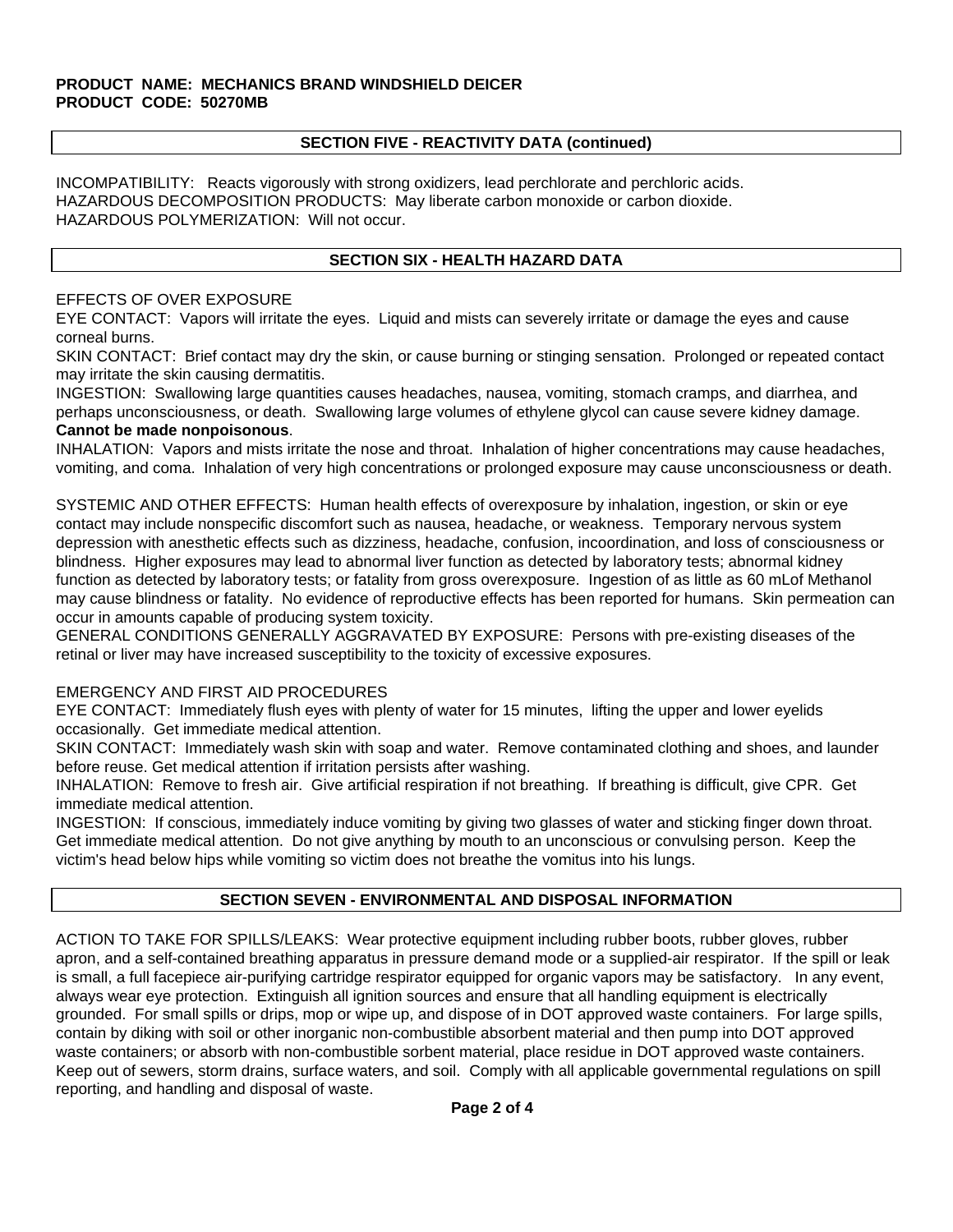**PRODUCT NAME: MECHANICS BRAND WINDSHIELD DEICER**
**PRODUCT CODE: 50270MB**

## SECTION FIVE - REACTIVITY DATA (continued)

INCOMPATIBILITY: Reacts vigorously with strong oxidizers, lead perchlorate and perchloric acids.
HAZARDOUS DECOMPOSITION PRODUCTS: May liberate carbon monoxide or carbon dioxide.
HAZARDOUS POLYMERIZATION: Will not occur.

## SECTION SIX - HEALTH HAZARD DATA

EFFECTS OF OVER EXPOSURE
EYE CONTACT: Vapors will irritate the eyes. Liquid and mists can severely irritate or damage the eyes and cause corneal burns.
SKIN CONTACT: Brief contact may dry the skin, or cause burning or stinging sensation. Prolonged or repeated contact may irritate the skin causing dermatitis.
INGESTION: Swallowing large quantities causes headaches, nausea, vomiting, stomach cramps, and diarrhea, and perhaps unconsciousness, or death. Swallowing large volumes of ethylene glycol can cause severe kidney damage. **Cannot be made nonpoisonous**.
INHALATION: Vapors and mists irritate the nose and throat. Inhalation of higher concentrations may cause headaches, vomiting, and coma. Inhalation of very high concentrations or prolonged exposure may cause unconsciousness or death.

SYSTEMIC AND OTHER EFFECTS: Human health effects of overexposure by inhalation, ingestion, or skin or eye contact may include nonspecific discomfort such as nausea, headache, or weakness. Temporary nervous system depression with anesthetic effects such as dizziness, headache, confusion, incoordination, and loss of consciousness or blindness. Higher exposures may lead to abnormal liver function as detected by laboratory tests; abnormal kidney function as detected by laboratory tests; or fatality from gross overexposure. Ingestion of as little as 60 mLof Methanol may cause blindness or fatality. No evidence of reproductive effects has been reported for humans. Skin permeation can occur in amounts capable of producing system toxicity.
GENERAL CONDITIONS GENERALLY AGGRAVATED BY EXPOSURE: Persons with pre-existing diseases of the retinal or liver may have increased susceptibility to the toxicity of excessive exposures.

EMERGENCY AND FIRST AID PROCEDURES
EYE CONTACT: Immediately flush eyes with plenty of water for 15 minutes, lifting the upper and lower eyelids occasionally. Get immediate medical attention.
SKIN CONTACT: Immediately wash skin with soap and water. Remove contaminated clothing and shoes, and launder before reuse. Get medical attention if irritation persists after washing.
INHALATION: Remove to fresh air. Give artificial respiration if not breathing. If breathing is difficult, give CPR. Get immediate medical attention.
INGESTION: If conscious, immediately induce vomiting by giving two glasses of water and sticking finger down throat. Get immediate medical attention. Do not give anything by mouth to an unconscious or convulsing person. Keep the victim's head below hips while vomiting so victim does not breathe the vomitus into his lungs.

## SECTION SEVEN - ENVIRONMENTAL AND DISPOSAL INFORMATION

ACTION TO TAKE FOR SPILLS/LEAKS: Wear protective equipment including rubber boots, rubber gloves, rubber apron, and a self-contained breathing apparatus in pressure demand mode or a supplied-air respirator. If the spill or leak is small, a full facepiece air-purifying cartridge respirator equipped for organic vapors may be satisfactory. In any event, always wear eye protection. Extinguish all ignition sources and ensure that all handling equipment is electrically grounded. For small spills or drips, mop or wipe up, and dispose of in DOT approved waste containers. For large spills, contain by diking with soil or other inorganic non-combustible absorbent material and then pump into DOT approved waste containers; or absorb with non-combustible sorbent material, place residue in DOT approved waste containers. Keep out of sewers, storm drains, surface waters, and soil. Comply with all applicable governmental regulations on spill reporting, and handling and disposal of waste.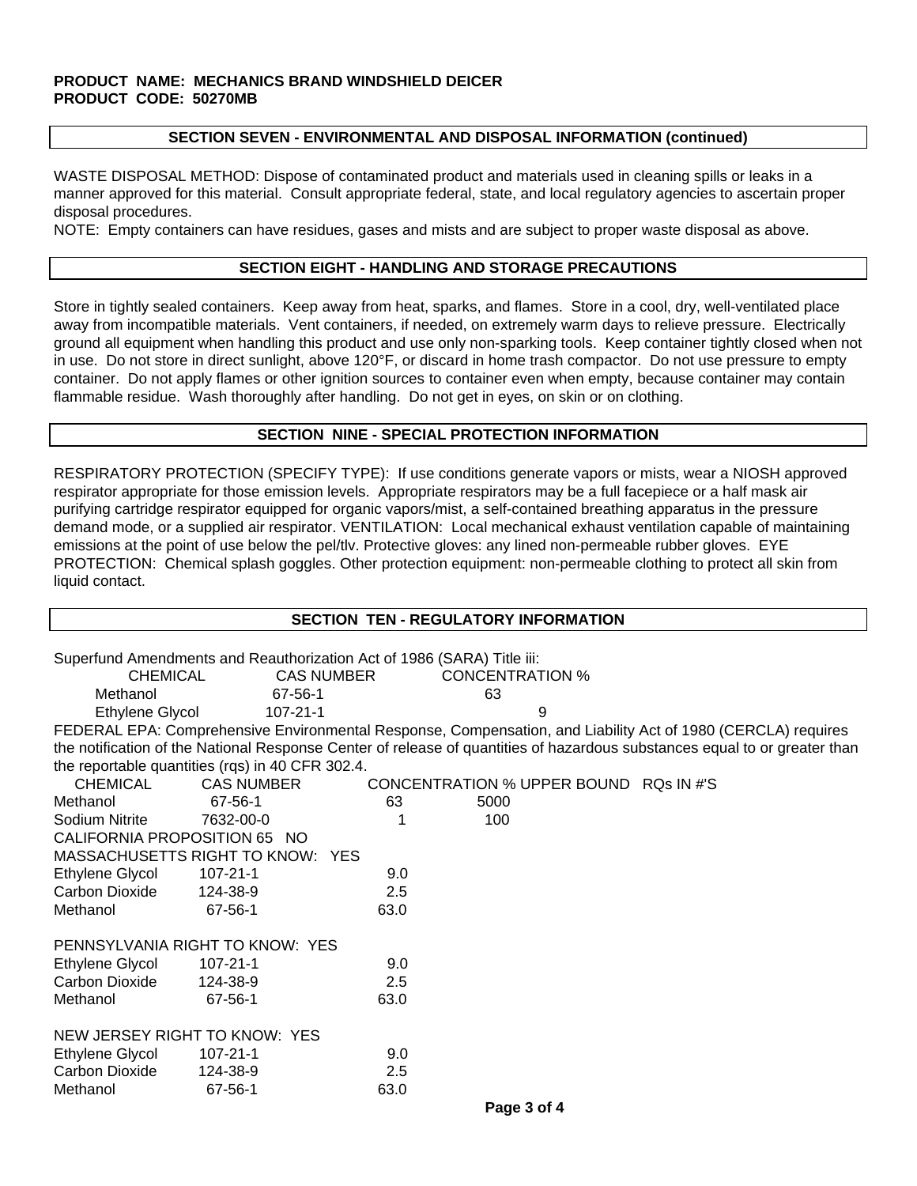**PRODUCT NAME: MECHANICS BRAND WINDSHIELD DEICER**
**PRODUCT CODE: 50270MB**

## SECTION SEVEN - ENVIRONMENTAL AND DISPOSAL INFORMATION (continued)

WASTE DISPOSAL METHOD: Dispose of contaminated product and materials used in cleaning spills or leaks in a manner approved for this material. Consult appropriate federal, state, and local regulatory agencies to ascertain proper disposal procedures.
NOTE: Empty containers can have residues, gases and mists and are subject to proper waste disposal as above.

## SECTION EIGHT - HANDLING AND STORAGE PRECAUTIONS

Store in tightly sealed containers. Keep away from heat, sparks, and flames. Store in a cool, dry, well-ventilated place away from incompatible materials. Vent containers, if needed, on extremely warm days to relieve pressure. Electrically ground all equipment when handling this product and use only non-sparking tools. Keep container tightly closed when not in use. Do not store in direct sunlight, above 120°F, or discard in home trash compactor. Do not use pressure to empty container. Do not apply flames or other ignition sources to container even when empty, because container may contain flammable residue. Wash thoroughly after handling. Do not get in eyes, on skin or on clothing.

## SECTION NINE - SPECIAL PROTECTION INFORMATION

RESPIRATORY PROTECTION (SPECIFY TYPE): If use conditions generate vapors or mists, wear a NIOSH approved respirator appropriate for those emission levels. Appropriate respirators may be a full facepiece or a half mask air purifying cartridge respirator equipped for organic vapors/mist, a self-contained breathing apparatus in the pressure demand mode, or a supplied air respirator. VENTILATION: Local mechanical exhaust ventilation capable of maintaining emissions at the point of use below the pel/tlv. Protective gloves: any lined non-permeable rubber gloves. EYE PROTECTION: Chemical splash goggles. Other protection equipment: non-permeable clothing to protect all skin from liquid contact.

## SECTION TEN - REGULATORY INFORMATION

Superfund Amendments and Reauthorization Act of 1986 (SARA) Title iii:

| CHEMICAL | CAS NUMBER | CONCENTRATION % |
|---|---|---|
| Methanol | 67-56-1 | 63 |
| Ethylene Glycol | 107-21-1 | 9 |

FEDERAL EPA: Comprehensive Environmental Response, Compensation, and Liability Act of 1980 (CERCLA) requires the notification of the National Response Center of release of quantities of hazardous substances equal to or greater than the reportable quantities (rqs) in 40 CFR 302.4.

| CHEMICAL | CAS NUMBER | CONCENTRATION % UPPER BOUND | RQs IN #'S |
|---|---|---|---|
| Methanol | 67-56-1 | 63 | 5000 |
| Sodium Nitrite | 7632-00-0 | 1 | 100 |

CALIFORNIA PROPOSITION 65 NO

MASSACHUSETTS RIGHT TO KNOW: YES

| | | |
|---|---|---|
| Ethylene Glycol | 107-21-1 | 9.0 |
| Carbon Dioxide | 124-38-9 | 2.5 |
| Methanol | 67-56-1 | 63.0 |

PENNSYLVANIA RIGHT TO KNOW: YES

| | | |
|---|---|---|
| Ethylene Glycol | 107-21-1 | 9.0 |
| Carbon Dioxide | 124-38-9 | 2.5 |
| Methanol | 67-56-1 | 63.0 |

NEW JERSEY RIGHT TO KNOW: YES

| | | |
|---|---|---|
| Ethylene Glycol | 107-21-1 | 9.0 |
| Carbon Dioxide | 124-38-9 | 2.5 |
| Methanol | 67-56-1 | 63.0 |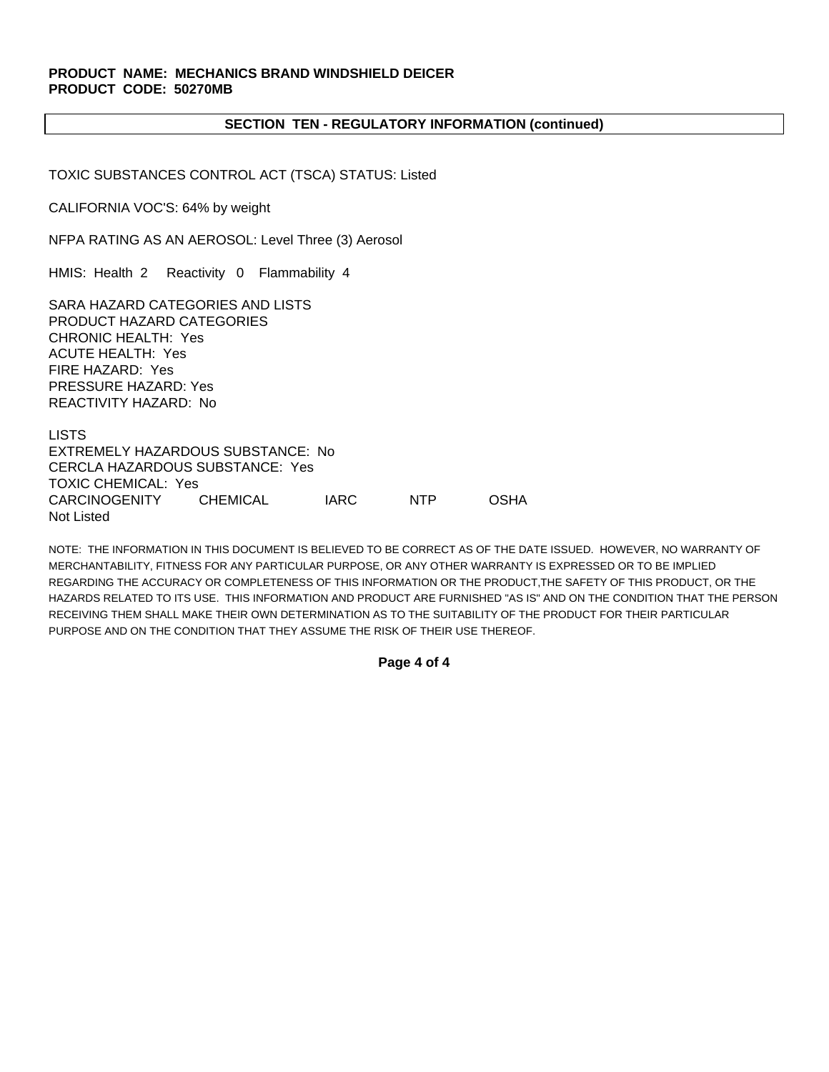**PRODUCT NAME: MECHANICS BRAND WINDSHIELD DEICER**
**PRODUCT CODE: 50270MB**

## SECTION TEN - REGULATORY INFORMATION (continued)

TOXIC SUBSTANCES CONTROL ACT (TSCA) STATUS: Listed

CALIFORNIA VOC'S: 64% by weight

NFPA RATING AS AN AEROSOL: Level Three (3) Aerosol

HMIS: Health 2 Reactivity 0 Flammability 4

SARA HAZARD CATEGORIES AND LISTS
PRODUCT HAZARD CATEGORIES
CHRONIC HEALTH: Yes
ACUTE HEALTH: Yes
FIRE HAZARD: Yes
PRESSURE HAZARD: Yes
REACTIVITY HAZARD: No

LISTS
EXTREMELY HAZARDOUS SUBSTANCE: No
CERCLA HAZARDOUS SUBSTANCE: Yes
TOXIC CHEMICAL: Yes

| CARCINOGENITY | CHEMICAL | IARC | NTP | OSHA |
|---|---|---|---|---|
| Not Listed | | | | |

NOTE: THE INFORMATION IN THIS DOCUMENT IS BELIEVED TO BE CORRECT AS OF THE DATE ISSUED. HOWEVER, NO WARRANTY OF MERCHANTABILITY, FITNESS FOR ANY PARTICULAR PURPOSE, OR ANY OTHER WARRANTY IS EXPRESSED OR TO BE IMPLIED REGARDING THE ACCURACY OR COMPLETENESS OF THIS INFORMATION OR THE PRODUCT,THE SAFETY OF THIS PRODUCT, OR THE HAZARDS RELATED TO ITS USE. THIS INFORMATION AND PRODUCT ARE FURNISHED "AS IS" AND ON THE CONDITION THAT THE PERSON RECEIVING THEM SHALL MAKE THEIR OWN DETERMINATION AS TO THE SUITABILITY OF THE PRODUCT FOR THEIR PARTICULAR PURPOSE AND ON THE CONDITION THAT THEY ASSUME THE RISK OF THEIR USE THEREOF.